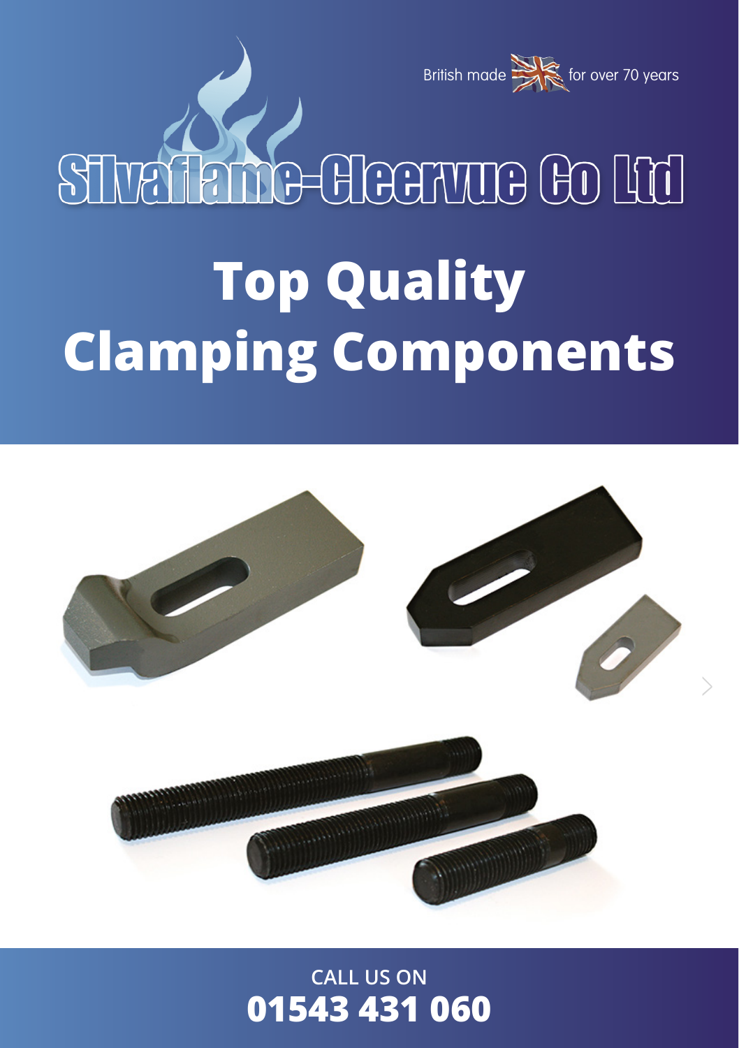British made for over 70 years

# Silvaflame-Cleervue Co Ltd

# Top Quality Clamping Components

CALL US ON

**01543 431 060**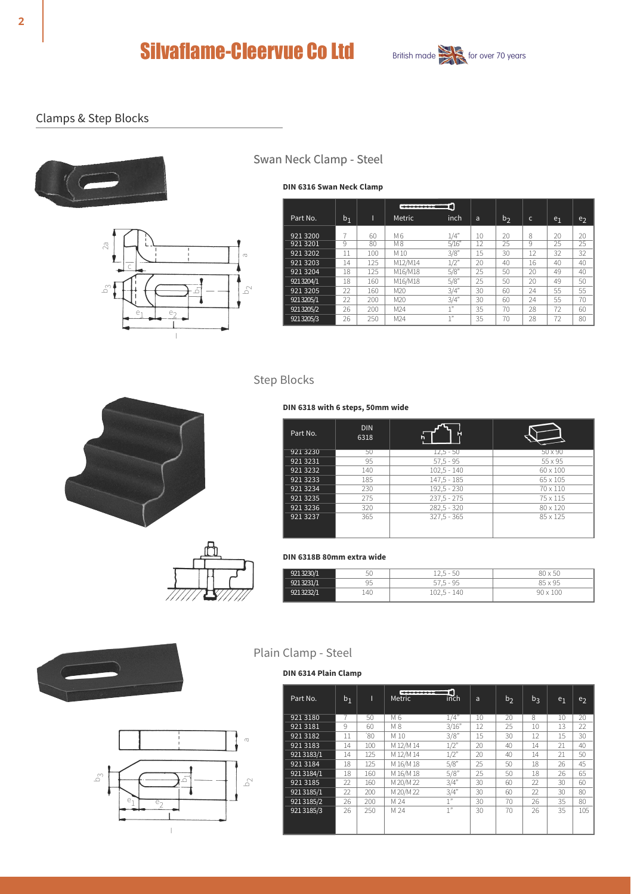# Silvaflame-Cleervue Co Ltd

British made for over 70 years

## Clamps & Step Blocks

### Swan Neck Clamp - Steel

**DIN 6316 Swan Neck Clamp**

| Part No. | $b_1$ | l | Metric | inch | a | $b_2$ | c | $e_1$ | $e_2$ |
|---|---|---|---|---|---|---|---|---|---|
| 921 3200 | 7 | 60 | M 6 | 1/4" | 10 | 20 | 8 | 20 | 20 |
| 921 3201 | 9 | 80 | M 8 | 5/16" | 12 | 25 | 9 | 25 | 25 |
| 921 3202 | 11 | 100 | M 10 | 3/8" | 15 | 30 | 12 | 32 | 32 |
| 921 3203 | 14 | 125 | M12/M14 | 1/2" | 20 | 40 | 16 | 40 | 40 |
| 921 3204 | 18 | 125 | M16/M18 | 5/8" | 25 | 50 | 20 | 49 | 40 |
| 921 3204/1 | 18 | 160 | M16/M18 | 5/8" | 25 | 50 | 20 | 49 | 50 |
| 921 3205 | 22 | 160 | M20 | 3/4" | 30 | 60 | 24 | 55 | 55 |
| 921 3205/1 | 22 | 200 | M20 | 3/4" | 30 | 60 | 24 | 55 | 70 |
| 921 3205/2 | 26 | 200 | M24 | 1" | 35 | 70 | 28 | 72 | 60 |
| 921 3205/3 | 26 | 250 | M24 | 1" | 35 | 70 | 28 | 72 | 80 |

### Step Blocks

**DIN 6318 with 6 steps, 50mm wide**

| Part No. | DIN 6318 | h – H | Size |
|---|---|---|---|
| 921 3230 | 50 | 12,5 - 50 | 50 x 90 |
| 921 3231 | 95 | 57,5 - 95 | 55 x 95 |
| 921 3232 | 140 | 102,5 - 140 | 60 x 100 |
| 921 3233 | 185 | 147,5 - 185 | 65 x 105 |
| 921 3234 | 230 | 192,5 - 230 | 70 x 110 |
| 921 3235 | 275 | 237,5 - 275 | 75 x 115 |
| 921 3236 | 320 | 282,5 - 320 | 80 x 120 |
| 921 3237 | 365 | 327,5 - 365 | 85 x 125 |

**DIN 6318B 80mm extra wide**

| Part No. | DIN 6318 | h – H | Size |
|---|---|---|---|
| 921 3230/1 | 50 | 12,5 - 50 | 80 x 50 |
| 921 3231/1 | 95 | 57,5 - 95 | 85 x 95 |
| 921 3232/1 | 140 | 102,5 - 140 | 90 x 100 |

### Plain Clamp - Steel

**DIN 6314 Plain Clamp**

| Part No. | $b_1$ | l | Metric | inch | a | $b_2$ | $b_3$ | $e_1$ | $e_2$ |
|---|---|---|---|---|---|---|---|---|---|
| 921 3180 | 7 | 50 | M 6 | 1/4" | 10 | 20 | 8 | 10 | 20 |
| 921 3181 | 9 | 60 | M 8 | 3/16" | 12 | 25 | 10 | 13 | 22 |
| 921 3182 | 11 | 80 | M 10 | 3/8" | 15 | 30 | 12 | 15 | 30 |
| 921 3183 | 14 | 100 | M 12/M 14 | 1/2" | 20 | 40 | 14 | 21 | 40 |
| 921 3183/1 | 14 | 125 | M 12/M 14 | 1/2" | 20 | 40 | 14 | 21 | 50 |
| 921 3184 | 18 | 125 | M 16/M 18 | 5/8" | 25 | 50 | 18 | 26 | 45 |
| 921 3184/1 | 18 | 160 | M 16/M 18 | 5/8" | 25 | 50 | 18 | 26 | 65 |
| 921 3185 | 22 | 160 | M 20/M 22 | 3/4" | 30 | 60 | 22 | 30 | 60 |
| 921 3185/1 | 22 | 200 | M 20/M 22 | 3/4" | 30 | 60 | 22 | 30 | 80 |
| 921 3185/2 | 26 | 200 | M 24 | 1" | 30 | 70 | 26 | 35 | 80 |
| 921 3185/3 | 26 | 250 | M 24 | 1" | 30 | 70 | 26 | 35 | 105 |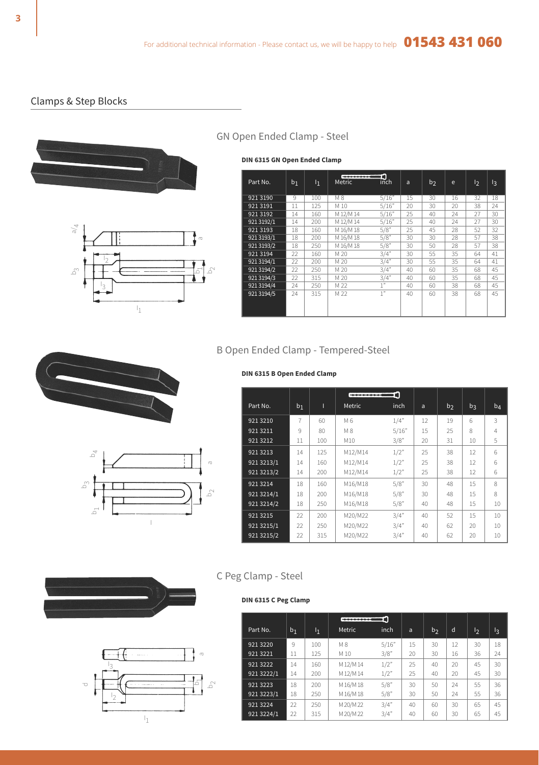For additional technical information - Please contact us, we will be happy to help **01543 431 060**

## Clamps & Step Blocks

### GN Open Ended Clamp - Steel

**DIN 6315 GN Open Ended Clamp**

| Part No. | $b_1$ | $l_1$ | Metric | inch | a | $b_2$ | e | $l_2$ | $l_3$ |
|---|---|---|---|---|---|---|---|---|---|
| 921 3190 | 9 | 100 | M 8 | 5/16" | 15 | 30 | 16 | 32 | 18 |
| 921 3191 | 11 | 125 | M 10 | 5/16" | 20 | 30 | 20 | 38 | 24 |
| 921 3192 | 14 | 160 | M 12/M 14 | 5/16" | 25 | 40 | 24 | 27 | 30 |
| 921 3192/1 | 14 | 200 | M 12/M 14 | 5/16" | 25 | 40 | 24 | 27 | 30 |
| 921 3193 | 18 | 160 | M 16/M 18 | 5/8" | 25 | 45 | 28 | 52 | 32 |
| 921 3193/1 | 18 | 200 | M 16/M 18 | 5/8" | 30 | 30 | 28 | 57 | 38 |
| 921 3193/2 | 18 | 250 | M 16/M 18 | 5/8" | 30 | 50 | 28 | 57 | 38 |
| 921 3194 | 22 | 160 | M 20 | 3/4" | 30 | 55 | 35 | 64 | 41 |
| 921 3194/1 | 22 | 200 | M 20 | 3/4" | 30 | 55 | 35 | 64 | 41 |
| 921 3194/2 | 22 | 250 | M 20 | 3/4" | 40 | 60 | 35 | 68 | 45 |
| 921 3194/3 | 22 | 315 | M 20 | 3/4" | 40 | 60 | 35 | 68 | 45 |
| 921 3194/4 | 24 | 250 | M 22 | 1" | 40 | 60 | 38 | 68 | 45 |
| 921 3194/5 | 24 | 315 | M 22 | 1" | 40 | 60 | 38 | 68 | 45 |

### B Open Ended Clamp - Tempered-Steel

**DIN 6315 B Open Ended Clamp**

| Part No. | $b_1$ | l | Metric | inch | a | $b_2$ | $b_3$ | $b_4$ |
|---|---|---|---|---|---|---|---|---|
| 921 3210 | 7 | 60 | M 6 | 1/4" | 12 | 19 | 6 | 3 |
| 921 3211 | 9 | 80 | M 8 | 5/16" | 15 | 25 | 8 | 4 |
| 921 3212 | 11 | 100 | M10 | 3/8" | 20 | 31 | 10 | 5 |
| 921 3213 | 14 | 125 | M12/M14 | 1/2" | 25 | 38 | 12 | 6 |
| 921 3213/1 | 14 | 160 | M12/M14 | 1/2" | 25 | 38 | 12 | 6 |
| 921 3213/2 | 14 | 200 | M12/M14 | 1/2" | 25 | 38 | 12 | 6 |
| 921 3214 | 18 | 160 | M16/M18 | 5/8" | 30 | 48 | 15 | 8 |
| 921 3214/1 | 18 | 200 | M16/M18 | 5/8" | 30 | 48 | 15 | 8 |
| 921 3214/2 | 18 | 250 | M16/M18 | 5/8" | 40 | 48 | 15 | 10 |
| 921 3215 | 22 | 200 | M20/M22 | 3/4" | 40 | 52 | 15 | 10 |
| 921 3215/1 | 22 | 250 | M20/M22 | 3/4" | 40 | 62 | 20 | 10 |
| 921 3215/2 | 22 | 315 | M20/M22 | 3/4" | 40 | 62 | 20 | 10 |

### C Peg Clamp - Steel

**DIN 6315 C Peg Clamp**

| Part No. | $b_1$ | $l_1$ | Metric | inch | a | $b_2$ | d | $l_2$ | $l_3$ |
|---|---|---|---|---|---|---|---|---|---|
| 921 3220 | 9 | 100 | M 8 | 5/16" | 15 | 30 | 12 | 30 | 18 |
| 921 3221 | 11 | 125 | M 10 | 3/8" | 20 | 30 | 16 | 36 | 24 |
| 921 3222 | 14 | 160 | M 12/M 14 | 1/2" | 25 | 40 | 20 | 45 | 30 |
| 921 3222/1 | 14 | 200 | M 12/M 14 | 1/2" | 25 | 40 | 20 | 45 | 30 |
| 921 3223 | 18 | 200 | M 16/M 18 | 5/8" | 30 | 50 | 24 | 55 | 36 |
| 921 3223/1 | 18 | 250 | M 16/M 18 | 5/8" | 30 | 50 | 24 | 55 | 36 |
| 921 3224 | 22 | 250 | M 20/M 22 | 3/4" | 40 | 60 | 30 | 65 | 45 |
| 921 3224/1 | 22 | 315 | M 20/M 22 | 3/4" | 40 | 60 | 30 | 65 | 45 |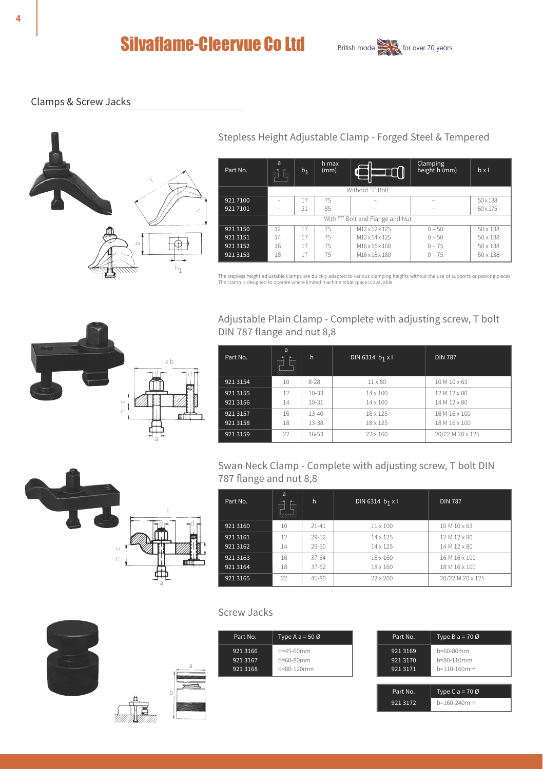# Silvaflame-Cleervue Co Ltd

British made for over 70 years

## Clamps & Screw Jacks

### Stepless Height Adjustable Clamp - Forged Steel & Tempered

| Part No. | a | $b_1$ | h max (mm) | | Clamping height h (mm) | b x l |
|---|---|---|---|---|---|---|
| | Without 'T' Bolt | | | | | |
| 921 7100 | – | 17 | 75 | – | – | 50 x 138 |
| 921 7101 | – | 21 | 85 | – | – | 60 x 175 |
| | With 'T' Bolt and Flange and Nut | | | | | |
| 921 3150 | 12 | 17 | 75 | M12 x 12 x 125 | 0 – 50 | 50 x 138 |
| 921 3151 | 14 | 17 | 75 | M12 x 14 x 125 | 0 – 50 | 50 x 138 |
| 921 3152 | 16 | 17 | 75 | M16 x 16 x 160 | 0 – 75 | 50 x 138 |
| 921 3153 | 18 | 17 | 75 | M16 x 18 x 160 | 0 – 75 | 50 x 138 |

The stepless height adjustable clamps are quickly adapted to various clamping heights without the use of supports or packing pieces. The clamp is designed to operate where limited machine table space is available.

### Adjustable Plain Clamp - Complete with adjusting screw, T bolt DIN 787 flange and nut 8,8

| Part No. | a | h | DIN 6314 $b_1$ x l | DIN 787 |
|---|---|---|---|---|
| 921 3154 | 10 | 8-28 | 11 x 80 | 10 M 10 x 63 |
| 921 3155 | 12 | 10-33 | 14 x 100 | 12 M 12 x 80 |
| 921 3156 | 14 | 10-31 | 14 x 100 | 14 M 12 x 80 |
| 921 3157 | 16 | 13-40 | 18 x 125 | 16 M 16 x 100 |
| 921 3158 | 18 | 13-38 | 18 x 125 | 18 M 16 x 100 |
| 921 3159 | 22 | 16-53 | 22 x 160 | 20/22 M 20 x 125 |

### Swan Neck Clamp - Complete with adjusting screw, T bolt DIN 787 flange and nut 8,8

| Part No. | a | h | DIN 6314 $b_1$ x l | DIN 787 |
|---|---|---|---|---|
| 921 3160 | 10 | 21-41 | 11 x 100 | 10 M 10 x 63 |
| 921 3161 | 12 | 29-52 | 14 x 125 | 12 M 12 x 80 |
| 921 3162 | 14 | 29-50 | 14 x 125 | 14 M 12 x 80 |
| 921 3163 | 16 | 37-64 | 18 x 160 | 16 M 16 x 100 |
| 921 3164 | 18 | 37-62 | 18 x 160 | 18 M 16 x 100 |
| 921 3165 | 22 | 45-80 | 22 x 200 | 20/22 M 20 x 125 |

### Screw Jacks

| Part No. | Type A a = 50 Ø |
|---|---|
| 921 3166 | b=45-60mm |
| 921 3167 | b=60-80mm |
| 921 3168 | b=80-120mm |

| Part No. | Type B a = 70 Ø |
|---|---|
| 921 3169 | b=60-80mm |
| 921 3170 | b=80-110mm |
| 921 3171 | b=110-160mm |

| Part No. | Type C a = 70 Ø |
|---|---|
| 921 3172 | b=160-240mm |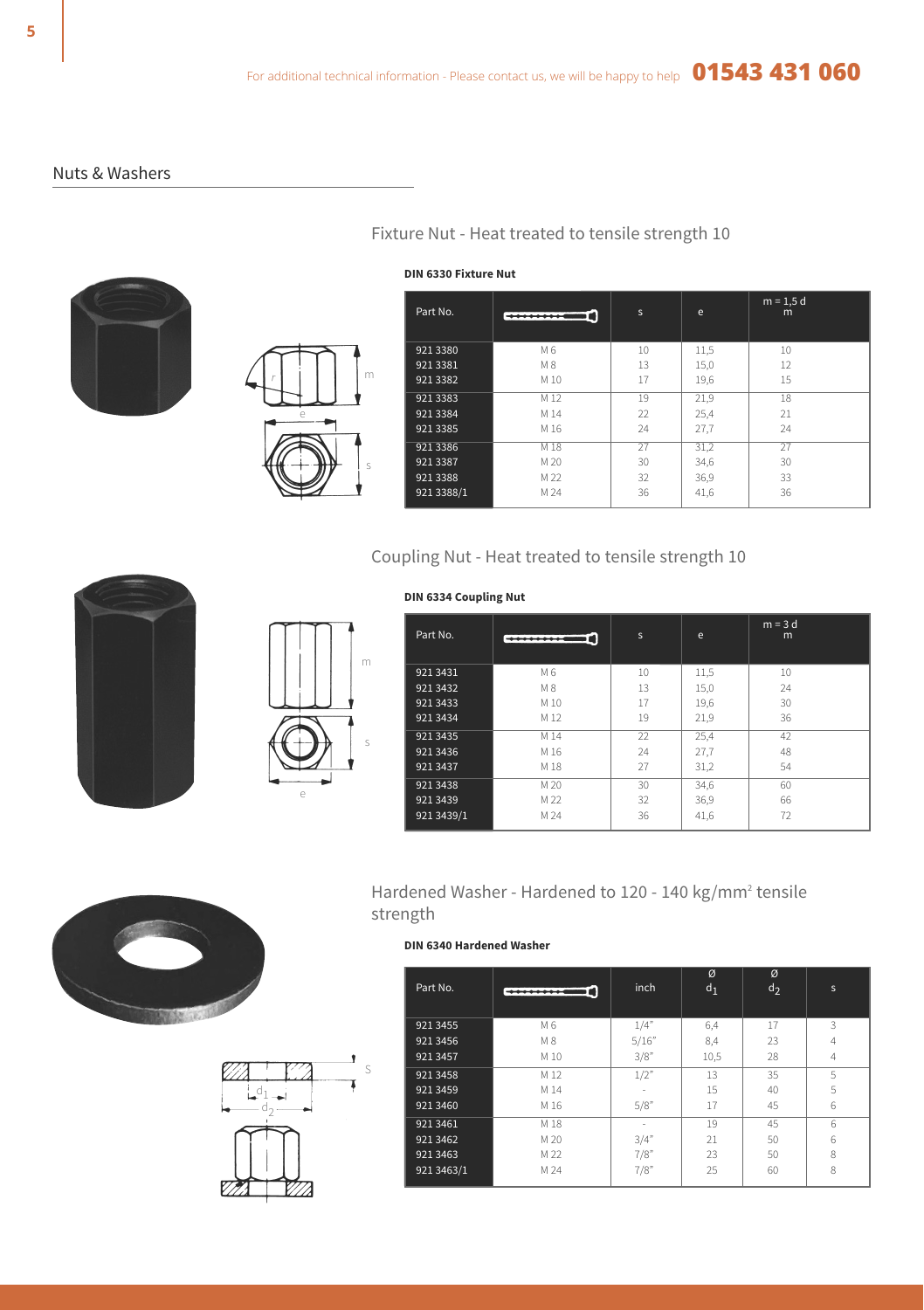For additional technical information - Please contact us, we will be happy to help **01543 431 060**

## Nuts & Washers

### Fixture Nut - Heat treated to tensile strength 10

**DIN 6330 Fixture Nut**

| Part No. | | s | e | m = 1,5 d<br>m |
|---|---|---|---|---|
| 921 3380 | M 6 | 10 | 11,5 | 10 |
| 921 3381 | M 8 | 13 | 15,0 | 12 |
| 921 3382 | M 10 | 17 | 19,6 | 15 |
| 921 3383 | M 12 | 19 | 21,9 | 18 |
| 921 3384 | M 14 | 22 | 25,4 | 21 |
| 921 3385 | M 16 | 24 | 27,7 | 24 |
| 921 3386 | M 18 | 27 | 31,2 | 27 |
| 921 3387 | M 20 | 30 | 34,6 | 30 |
| 921 3388 | M 22 | 32 | 36,9 | 33 |
| 921 3388/1 | M 24 | 36 | 41,6 | 36 |

### Coupling Nut - Heat treated to tensile strength 10

**DIN 6334 Coupling Nut**

| Part No. | | s | e | m = 3 d<br>m |
|---|---|---|---|---|
| 921 3431 | M 6 | 10 | 11,5 | 10 |
| 921 3432 | M 8 | 13 | 15,0 | 24 |
| 921 3433 | M 10 | 17 | 19,6 | 30 |
| 921 3434 | M 12 | 19 | 21,9 | 36 |
| 921 3435 | M 14 | 22 | 25,4 | 42 |
| 921 3436 | M 16 | 24 | 27,7 | 48 |
| 921 3437 | M 18 | 27 | 31,2 | 54 |
| 921 3438 | M 20 | 30 | 34,6 | 60 |
| 921 3439 | M 22 | 32 | 36,9 | 66 |
| 921 3439/1 | M 24 | 36 | 41,6 | 72 |

### Hardened Washer - Hardened to 120 - 140 kg/mm² tensile strength

**DIN 6340 Hardened Washer**

| Part No. | | inch | Ø $d_1$ | Ø $d_2$ | s |
|---|---|---|---|---|---|
| 921 3455 | M 6 | 1/4" | 6,4 | 17 | 3 |
| 921 3456 | M 8 | 5/16" | 8,4 | 23 | 4 |
| 921 3457 | M 10 | 3/8" | 10,5 | 28 | 4 |
| 921 3458 | M 12 | 1/2" | 13 | 35 | 5 |
| 921 3459 | M 14 | - | 15 | 40 | 5 |
| 921 3460 | M 16 | 5/8" | 17 | 45 | 6 |
| 921 3461 | M 18 | - | 19 | 45 | 6 |
| 921 3462 | M 20 | 3/4" | 21 | 50 | 6 |
| 921 3463 | M 22 | 7/8" | 23 | 50 | 8 |
| 921 3463/1 | M 24 | 7/8" | 25 | 60 | 8 |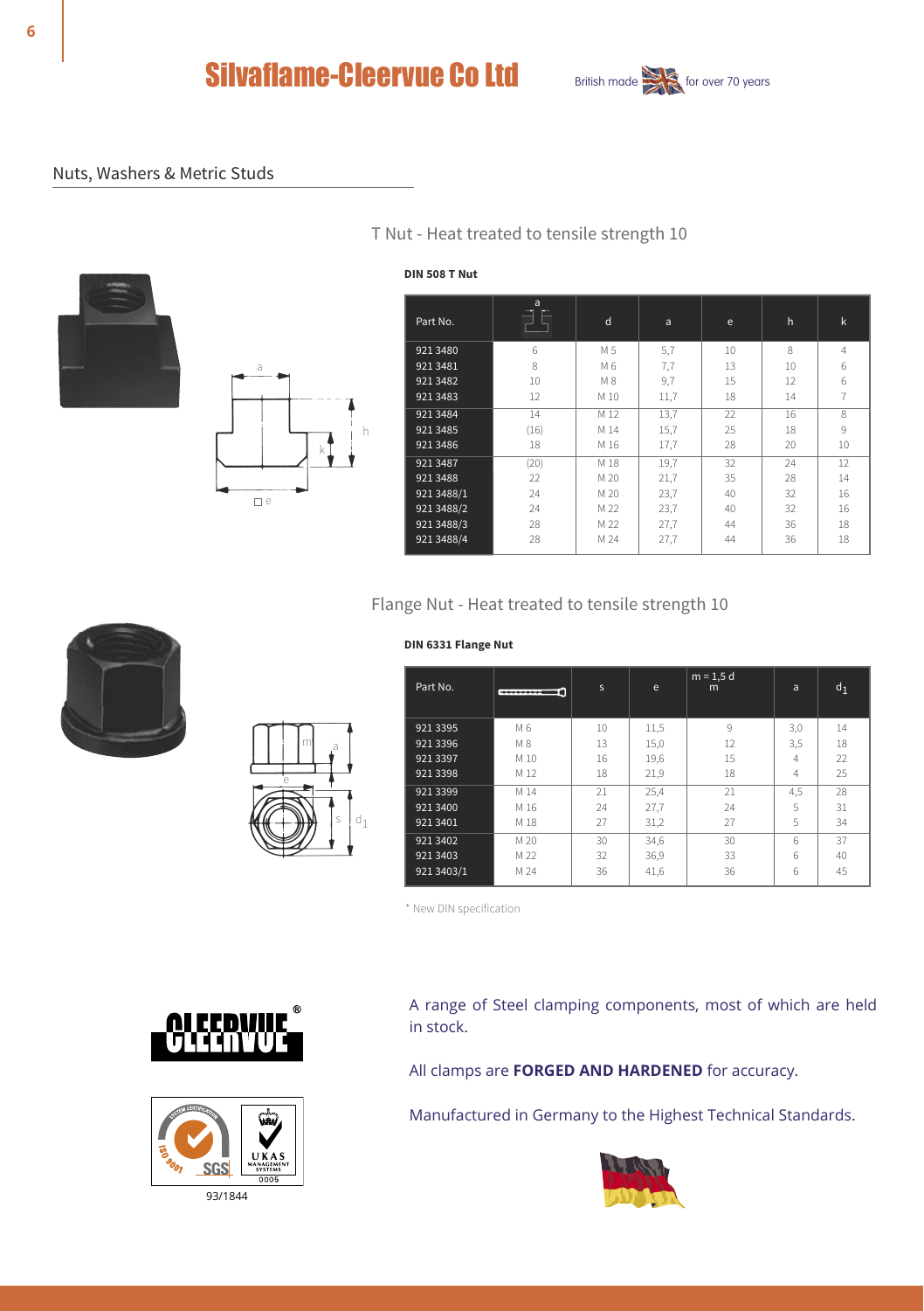# Silvaflame-Cleervue Co Ltd

British made for over 70 years

## Nuts, Washers & Metric Studs

### T Nut - Heat treated to tensile strength 10

**DIN 508 T Nut**

| Part No. | a | d | a | e | h | k |
|---|---|---|---|---|---|---|
| 921 3480 | 6 | M 5 | 5,7 | 10 | 8 | 4 |
| 921 3481 | 8 | M 6 | 7,7 | 13 | 10 | 6 |
| 921 3482 | 10 | M 8 | 9,7 | 15 | 12 | 6 |
| 921 3483 | 12 | M 10 | 11,7 | 18 | 14 | 7 |
| 921 3484 | 14 | M 12 | 13,7 | 22 | 16 | 8 |
| 921 3485 | (16) | M 14 | 15,7 | 25 | 18 | 9 |
| 921 3486 | 18 | M 16 | 17,7 | 28 | 20 | 10 |
| 921 3487 | (20) | M 18 | 19,7 | 32 | 24 | 12 |
| 921 3488 | 22 | M 20 | 21,7 | 35 | 28 | 14 |
| 921 3488/1 | 24 | M 20 | 23,7 | 40 | 32 | 16 |
| 921 3488/2 | 24 | M 22 | 23,7 | 40 | 32 | 16 |
| 921 3488/3 | 28 | M 22 | 27,7 | 44 | 36 | 18 |
| 921 3488/4 | 28 | M 24 | 27,7 | 44 | 36 | 18 |

### Flange Nut - Heat treated to tensile strength 10

**DIN 6331 Flange Nut**

| Part No. | | s | e | m = 1,5 d m | a | $d_1$ |
|---|---|---|---|---|---|---|
| 921 3395 | M 6 | 10 | 11,5 | 9 | 3,0 | 14 |
| 921 3396 | M 8 | 13 | 15,0 | 12 | 3,5 | 18 |
| 921 3397 | M 10 | 16 | 19,6 | 15 | 4 | 22 |
| 921 3398 | M 12 | 18 | 21,9 | 18 | 4 | 25 |
| 921 3399 | M 14 | 21 | 25,4 | 21 | 4,5 | 28 |
| 921 3400 | M 16 | 24 | 27,7 | 24 | 5 | 31 |
| 921 3401 | M 18 | 27 | 31,2 | 27 | 5 | 34 |
| 921 3402 | M 20 | 30 | 34,6 | 30 | 6 | 37 |
| 921 3403 | M 22 | 32 | 36,9 | 33 | 6 | 40 |
| 921 3403/1 | M 24 | 36 | 41,6 | 36 | 6 | 45 |

* New DIN specification

CLEERVUE®

93/1844

A range of Steel clamping components, most of which are held in stock.

All clamps are **FORGED AND HARDENED** for accuracy.

Manufactured in Germany to the Highest Technical Standards.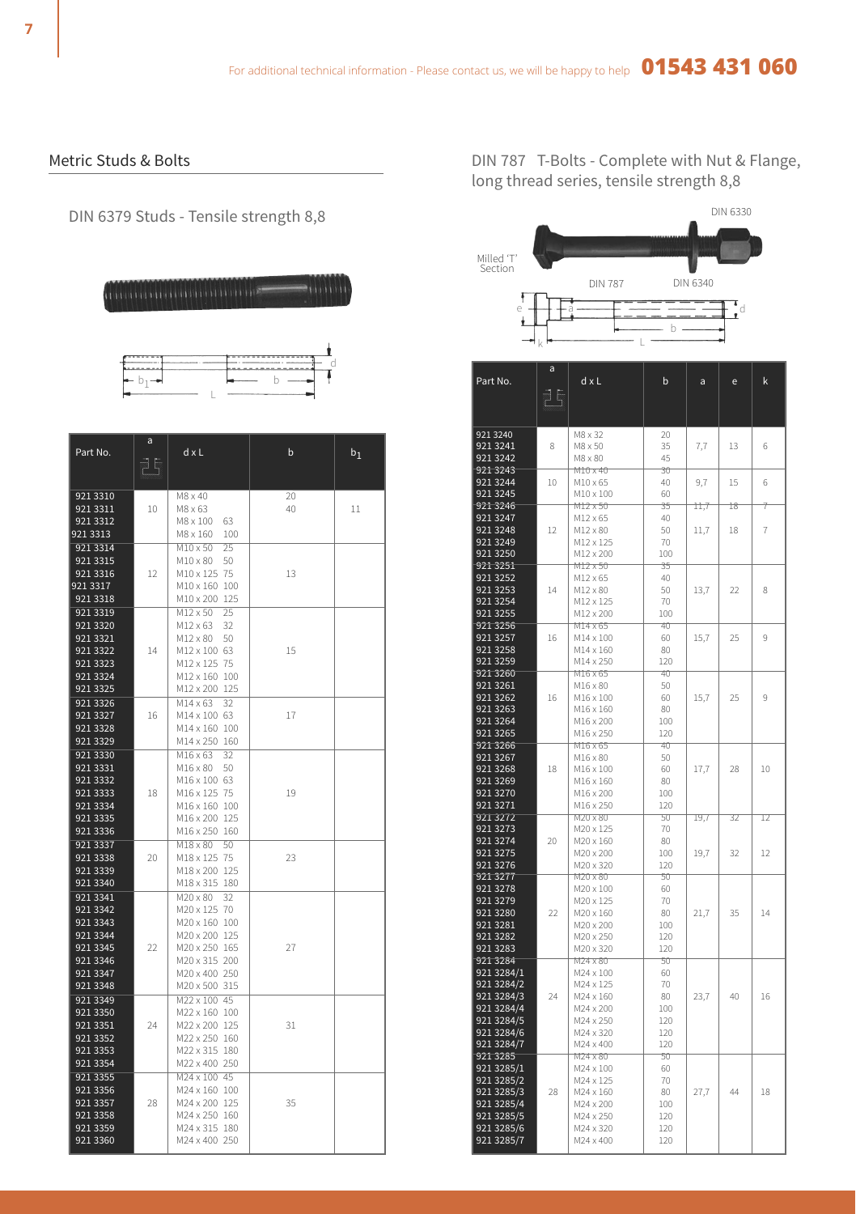For additional technical information - Please contact us, we will be happy to help **01543 431 060**

## Metric Studs & Bolts

### DIN 6379 Studs - Tensile strength 8,8

| Part No. | a | d x L | b | $b_1$ |
|---|---|---|---|---|
| 921 3310 | 10 | M8 x 40 | 20 | 11 |
| 921 3311 | | M8 x 63 | 40 | |
| 921 3312 | | M8 x 100 63 | | |
| 921 3313 | | M8 x 160 100 | | |
| 921 3314 | 12 | M10 x 50 25 | 13 | |
| 921 3315 | | M10 x 80 50 | | |
| 921 3316 | | M10 x 125 75 | | |
| 921 3317 | | M10 x 160 100 | | |
| 921 3318 | | M10 x 200 125 | | |
| 921 3319 | 14 | M12 x 50 25 | 15 | |
| 921 3320 | | M12 x 63 32 | | |
| 921 3321 | | M12 x 80 50 | | |
| 921 3322 | | M12 x 100 63 | | |
| 921 3323 | | M12 x 125 75 | | |
| 921 3324 | | M12 x 160 100 | | |
| 921 3325 | | M12 x 200 125 | | |
| 921 3326 | 16 | M14 x 63 32 | 17 | |
| 921 3327 | | M14 x 100 63 | | |
| 921 3328 | | M14 x 160 100 | | |
| 921 3329 | | M14 x 250 160 | | |
| 921 3330 | 18 | M16 x 63 32 | 19 | |
| 921 3331 | | M16 x 80 50 | | |
| 921 3332 | | M16 x 100 63 | | |
| 921 3333 | | M16 x 125 75 | | |
| 921 3334 | | M16 x 160 100 | | |
| 921 3335 | | M16 x 200 125 | | |
| 921 3336 | | M16 x 250 160 | | |
| 921 3337 | 20 | M18 x 80 50 | 23 | |
| 921 3338 | | M18 x 125 75 | | |
| 921 3339 | | M18 x 200 125 | | |
| 921 3340 | | M18 x 315 180 | | |
| 921 3341 | 22 | M20 x 80 32 | 27 | |
| 921 3342 | | M20 x 125 70 | | |
| 921 3343 | | M20 x 160 100 | | |
| 921 3344 | | M20 x 200 125 | | |
| 921 3345 | | M20 x 250 165 | | |
| 921 3346 | | M20 x 315 200 | | |
| 921 3347 | | M20 x 400 250 | | |
| 921 3348 | | M20 x 500 315 | | |
| 921 3349 | 24 | M22 x 100 45 | 31 | |
| 921 3350 | | M22 x 160 100 | | |
| 921 3351 | | M22 x 200 125 | | |
| 921 3352 | | M22 x 250 160 | | |
| 921 3353 | | M22 x 315 180 | | |
| 921 3354 | | M22 x 400 250 | | |
| 921 3355 | 28 | M24 x 100 45 | 35 | |
| 921 3356 | | M24 x 160 100 | | |
| 921 3357 | | M24 x 200 125 | | |
| 921 3358 | | M24 x 250 160 | | |
| 921 3359 | | M24 x 315 180 | | |
| 921 3360 | | M24 x 400 250 | | |

### DIN 787 T-Bolts - Complete with Nut & Flange, long thread series, tensile strength 8,8

Milled 'T' Section — DIN 787 — DIN 6340 — DIN 6330

| Part No. | a | d x L | b | a | e | k |
|---|---|---|---|---|---|---|
| 921 3240 | 8 | M8 x 32 | 20 | 7,7 | 13 | 6 |
| 921 3241 | | M8 x 50 | 35 | | | |
| 921 3242 | | M8 x 80 | 45 | | | |
| 921 3243 | 10 | M10 x 40 | 30 | 9,7 | 15 | 6 |
| 921 3244 | | M10 x 65 | 40 | | | |
| 921 3245 | | M10 x 100 | 60 | | | |
| 921 3246 | 12 | M12 x 50 | 35 | 11,7 | 18 | 7 |
| 921 3247 | | M12 x 65 | 40 | | | |
| 921 3248 | | M12 x 80 | 50 | 11,7 | 18 | 7 |
| 921 3249 | | M12 x 125 | 70 | | | |
| 921 3250 | | M12 x 200 | 100 | | | |
| 921 3251 | 14 | M12 x 50 | 35 | 13,7 | 22 | 8 |
| 921 3252 | | M12 x 65 | 40 | | | |
| 921 3253 | | M12 x 80 | 50 | | | |
| 921 3254 | | M12 x 125 | 70 | | | |
| 921 3255 | | M12 x 200 | 100 | | | |
| 921 3256 | 16 | M14 x 65 | 40 | 15,7 | 25 | 9 |
| 921 3257 | | M14 x 100 | 60 | | | |
| 921 3258 | | M14 x 160 | 80 | | | |
| 921 3259 | | M14 x 250 | 120 | | | |
| 921 3260 | 16 | M16 x 65 | 40 | 15,7 | 25 | 9 |
| 921 3261 | | M16 x 80 | 50 | | | |
| 921 3262 | | M16 x 100 | 60 | | | |
| 921 3263 | | M16 x 160 | 80 | | | |
| 921 3264 | | M16 x 200 | 100 | | | |
| 921 3265 | | M16 x 250 | 120 | | | |
| 921 3266 | 18 | M16 x 65 | 40 | 17,7 | 28 | 10 |
| 921 3267 | | M16 x 80 | 50 | | | |
| 921 3268 | | M16 x 100 | 60 | | | |
| 921 3269 | | M16 x 160 | 80 | | | |
| 921 3270 | | M16 x 200 | 100 | | | |
| 921 3271 | | M16 x 250 | 120 | | | |
| 921 3272 | 20 | M20 x 80 | 50 | 19,7 | 32 | 12 |
| 921 3273 | | M20 x 125 | 70 | | | |
| 921 3274 | | M20 x 160 | 80 | | | |
| 921 3275 | | M20 x 200 | 100 | 19,7 | 32 | 12 |
| 921 3276 | | M20 x 320 | 120 | | | |
| 921 3277 | 22 | M20 x 80 | 50 | 21,7 | 35 | 14 |
| 921 3278 | | M20 x 100 | 60 | | | |
| 921 3279 | | M20 x 125 | 70 | | | |
| 921 3280 | | M20 x 160 | 80 | | | |
| 921 3281 | | M20 x 200 | 100 | | | |
| 921 3282 | | M20 x 250 | 120 | | | |
| 921 3283 | | M20 x 320 | 120 | | | |
| 921 3284 | 24 | M24 x 80 | 50 | 23,7 | 40 | 16 |
| 921 3284/1 | | M24 x 100 | 60 | | | |
| 921 3284/2 | | M24 x 125 | 70 | | | |
| 921 3284/3 | | M24 x 160 | 80 | | | |
| 921 3284/4 | | M24 x 200 | 100 | | | |
| 921 3284/5 | | M24 x 250 | 120 | | | |
| 921 3284/6 | | M24 x 320 | 120 | | | |
| 921 3284/7 | | M24 x 400 | 120 | | | |
| 921 3285 | 28 | M24 x 80 | 50 | 27,7 | 44 | 18 |
| 921 3285/1 | | M24 x 100 | 60 | | | |
| 921 3285/2 | | M24 x 125 | 70 | | | |
| 921 3285/3 | | M24 x 160 | 80 | | | |
| 921 3285/4 | | M24 x 200 | 100 | | | |
| 921 3285/5 | | M24 x 250 | 120 | | | |
| 921 3285/6 | | M24 x 320 | 120 | | | |
| 921 3285/7 | | M24 x 400 | 120 | | | |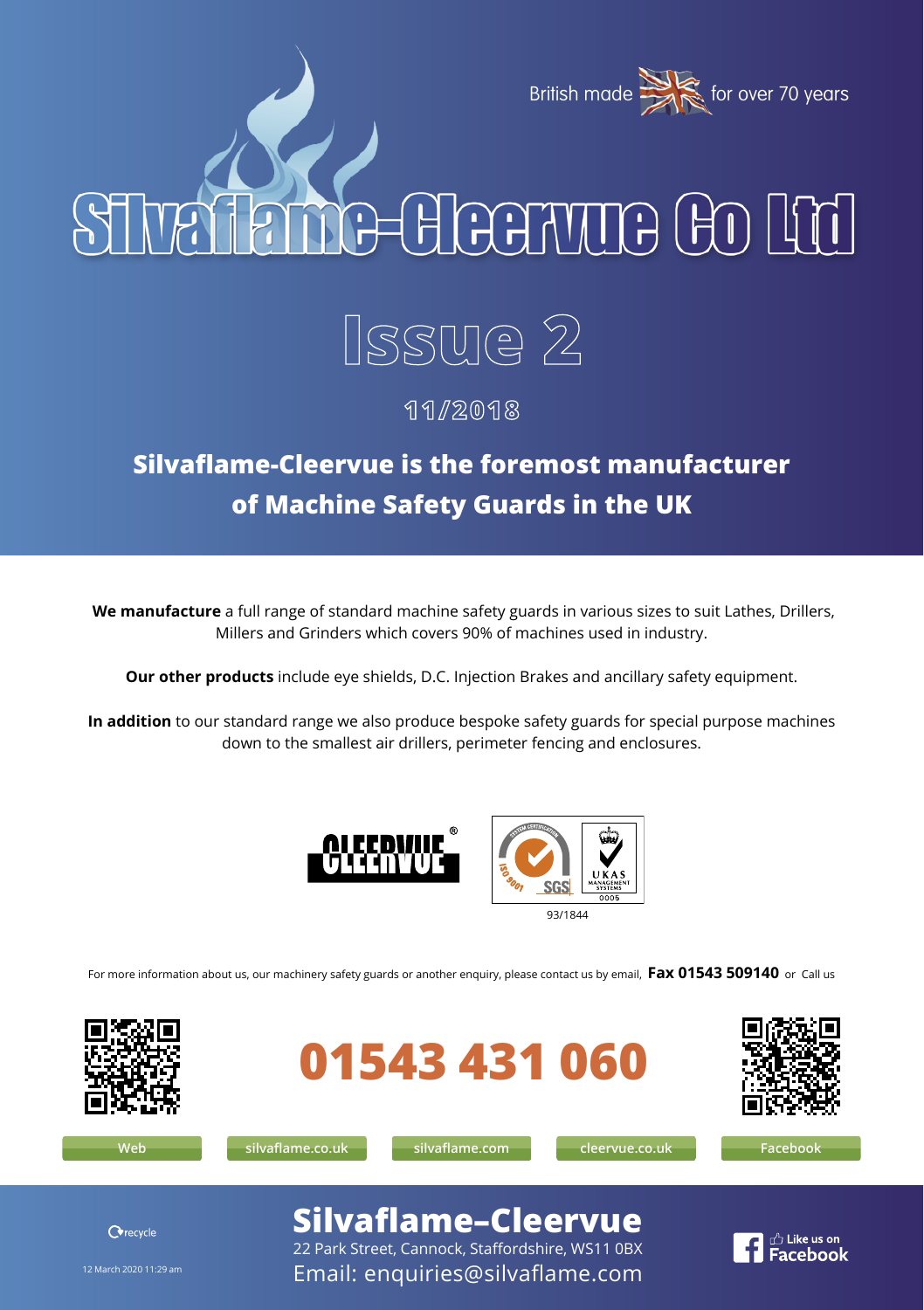British made for over 70 years

# Silvaflame-Cleervue Co Ltd

## Issue 2

11/2018

## Silvaflame-Cleervue is the foremost manufacturer of Machine Safety Guards in the UK

**We manufacture** a full range of standard machine safety guards in various sizes to suit Lathes, Drillers, Millers and Grinders which covers 90% of machines used in industry.

**Our other products** include eye shields, D.C. Injection Brakes and ancillary safety equipment.

**In addition** to our standard range we also produce bespoke safety guards for special purpose machines down to the smallest air drillers, perimeter fencing and enclosures.

CLEERVUE®

ISO 9001 SGS UKAS MANAGEMENT SYSTEMS 0005

93/1844

For more information about us, our machinery safety guards or another enquiry, please contact us by email, **Fax 01543 509140** or Call us

**01543 431 060**

Web | silvaflame.co.uk | silvaflame.com | cleervue.co.uk | Facebook

recycle

12 March 2020 11:29 am

**Silvaflame–Cleervue**

22 Park Street, Cannock, Staffordshire, WS11 0BX

Email: enquiries@silvaflame.com

Like us on Facebook